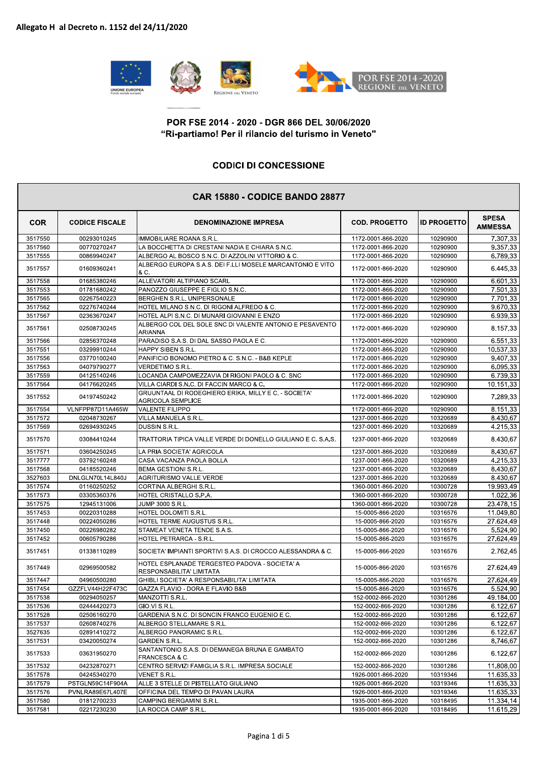Allegato H al Decreto n. 1152 del 24/11/2020

## POR FSE 2014 - 2020 - DGR 866 DEL 30/06/2020
## "Ri-partiamo! Per il rilancio del turismo in Veneto"

### CODICI DI CONCESSIONE

| CAR 15880 - CODICE BANDO 28877 | | | | | |
|---|---|---|---|---|---|
| **COR** | **CODICE FISCALE** | **DENOMINAZIONE IMPRESA** | **COD. PROGETTO** | **ID PROGETTO** | **SPESA AMMESSA** |
| 3517550 | 00293010245 | IMMOBILIARE ROANA S.R.L. | 1172-0001-866-2020 | 10290900 | 7.307,33 |
| 3517560 | 00770270247 | LA BOCCHETTA DI CRESTANI NADIA E CHIARA S.N.C. | 1172-0001-866-2020 | 10290900 | 9.357,33 |
| 3517555 | 00869940247 | ALBERGO AL BOSCO S.N.C. DI AZZOLINI VITTORIO & C. | 1172-0001-866-2020 | 10290900 | 6.789,33 |
| 3517557 | 01609360241 | ALBERGO EUROPA S.A.S. DEI F.LLI MOSELE MARCANTONIO E VITO & C. | 1172-0001-866-2020 | 10290900 | 6.445,33 |
| 3517558 | 01685380246 | ALLEVATORI ALTIPIANO SCARL | 1172-0001-866-2020 | 10290900 | 6.601,33 |
| 3517553 | 01781680242 | PANOZZO GIUSEPPE E FIGLIO S.N.C. | 1172-0001-866-2020 | 10290900 | 7.501,33 |
| 3517565 | 02267540223 | BERGHEN S.R.L. UNIPERSONALE | 1172-0001-866-2020 | 10290900 | 7.701,33 |
| 3517562 | 02276740244 | HOTEL MILANO S.N.C. DI RIGONI ALFREDO & C. | 1172-0001-866-2020 | 10290900 | 9.670,33 |
| 3517567 | 02363670247 | HOTEL ALPI S.N.C. DI MUNARI GIOVANNI E ENZO | 1172-0001-866-2020 | 10290900 | 6.939,33 |
| 3517561 | 02508730245 | ALBERGO COL DEL SOLE SNC DI VALENTE ANTONIO E PESAVENTO ARIANNA | 1172-0001-866-2020 | 10290900 | 8.157,33 |
| 3517566 | 02856370248 | PARADISO S.A.S. DI DAL SASSO PAOLA E C. | 1172-0001-866-2020 | 10290900 | 6.551,33 |
| 3517551 | 03299910244 | HAPPY SIBEN S.R.L. | 1172-0001-866-2020 | 10290900 | 10.537,33 |
| 3517556 | 03770100240 | PANIFICIO BONOMO PIETRO & C. S.N.C. - B&B KEPLE | 1172-0001-866-2020 | 10290900 | 9.407,33 |
| 3517563 | 04079790277 | VERDETIMO S.R.L. | 1172-0001-866-2020 | 10290900 | 6.095,33 |
| 3517559 | 04125140246 | LOCANDA CAMPOMEZZAVIA DI RIGONI PAOLO & C. SNC | 1172-0001-866-2020 | 10290900 | 6.739,33 |
| 3517564 | 04176620245 | VILLA CIARDI S.N.C. DI FACCIN MARCO & C. | 1172-0001-866-2020 | 10290900 | 10.151,33 |
| 3517552 | 04197450242 | GRUUNTAAL DI RODEGHIERO ERIKA, MILLY E C. - SOCIETA' AGRICOLA SEMPLICE | 1172-0001-866-2020 | 10290900 | 7.289,33 |
| 3517554 | VLNFPP87D11A465W | VALENTE FILIPPO | 1172-0001-866-2020 | 10290900 | 8.151,33 |
| 3517572 | 02048730267 | VILLA MANUELA S.R.L. | 1237-0001-866-2020 | 10320689 | 8.430,67 |
| 3517569 | 02694930245 | DUSSIN S.R.L. | 1237-0001-866-2020 | 10320689 | 4.215,33 |
| 3517570 | 03084410244 | TRATTORIA TIPICA VALLE VERDE DI DONELLO GIULIANO E C. S.A.S. | 1237-0001-866-2020 | 10320689 | 8.430,67 |
| 3517571 | 03604250245 | LA PRIA SOCIETA' AGRICOLA | 1237-0001-866-2020 | 10320689 | 8.430,67 |
| 3517777 | 03792160248 | CASA VACANZA PAOLA BOLLA | 1237-0001-866-2020 | 10320689 | 4.215,33 |
| 3517568 | 04185520246 | BEMA GESTIONI S.R.L. | 1237-0001-866-2020 | 10320689 | 8.430,67 |
| 3527603 | DNLGLN70L14L840J | AGRITURISMO VALLE VERDE | 1237-0001-866-2020 | 10320689 | 8.430,67 |
| 3517574 | 01160250252 | CORTINA ALBERGHI S.R.L. | 1360-0001-866-2020 | 10300728 | 19.993,49 |
| 3517573 | 03305360376 | HOTEL CRISTALLO S.P.A. | 1360-0001-866-2020 | 10300728 | 1.022,36 |
| 3517575 | 12945131006 | JUMP 3000 S.R.L. | 1360-0001-866-2020 | 10300728 | 23.478,15 |
| 3517453 | 00220310288 | HOTEL DOLOMITI S.R.L. | 15-0005-866-2020 | 10316576 | 11.049,80 |
| 3517448 | 00224050286 | HOTEL TERME AUGUSTUS S.R.L. | 15-0005-866-2020 | 10316576 | 27.624,49 |
| 3517450 | 00226980282 | STAMEAT VENETA TENDE S.A.S. | 15-0005-866-2020 | 10316576 | 5.524,90 |
| 3517452 | 00605790286 | HOTEL PETRARCA - S.R.L. | 15-0005-866-2020 | 10316576 | 27.624,49 |
| 3517451 | 01338110289 | SOCIETA' IMPIANTI SPORTIVI S.A.S. DI CROCCO ALESSANDRA & C. | 15-0005-866-2020 | 10316576 | 2.762,45 |
| 3517449 | 02969500582 | HOTEL ESPLANADE TERGESTEO PADOVA - SOCIETA' A RESPONSABILITA' LIMITATA | 15-0005-866-2020 | 10316576 | 27.624,49 |
| 3517447 | 04960500280 | GHIBLI SOCIETA' A RESPONSABILITA' LIMITATA | 15-0005-866-2020 | 10316576 | 27.624,49 |
| 3517454 | GZZFLV44H22F473C | GAZZA FLAVIO - DORA E FLAVIO B&B | 15-0005-866-2020 | 10316576 | 5.524,90 |
| 3517538 | 00294050257 | MANZOTTI S.R.L. | 152-0002-866-2020 | 10301286 | 49.184,00 |
| 3517536 | 02444420273 | GIO.VI S.R.L. | 152-0002-866-2020 | 10301286 | 6.122,67 |
| 3517528 | 02506160270 | GARDENIA S.N.C. DI SONCIN FRANCO EUGENIO E C. | 152-0002-866-2020 | 10301286 | 6.122,67 |
| 3517537 | 02608740276 | ALBERGO STELLAMARE S.R.L. | 152-0002-866-2020 | 10301286 | 6.122,67 |
| 3527635 | 02891410272 | ALBERGO PANORAMIC S.R.L. | 152-0002-866-2020 | 10301286 | 6.122,67 |
| 3517531 | 03420050274 | GARDEN S.R.L. | 152-0002-866-2020 | 10301286 | 8.746,67 |
| 3517533 | 03631950270 | SANTANTONIO S.A.S. DI DEMANEGA BRUNA E GAMBATO FRANCESCA & C. | 152-0002-866-2020 | 10301286 | 6.122,67 |
| 3517532 | 04232870271 | CENTRO SERVIZI FAMIGLIA S.R.L. IMPRESA SOCIALE | 152-0002-866-2020 | 10301286 | 11.808,00 |
| 3517578 | 04245340270 | VENET S.R.L. | 1926-0001-866-2020 | 10319346 | 11.635,33 |
| 3517579 | PSTGLN59C14F904A | ALLE 3 STELLE DI PISTELLATO GIULIANO | 1926-0001-866-2020 | 10319346 | 11.635,33 |
| 3517576 | PVNLRA89E67L407E | OFFICINA DEL TEMPO DI PAVAN LAURA | 1926-0001-866-2020 | 10319346 | 11.635,33 |
| 3517580 | 01812700233 | CAMPING BERGAMINI S.R.L. | 1935-0001-866-2020 | 10318495 | 11.334,14 |
| 3517581 | 02217230230 | LA ROCCA CAMP S.R.L. | 1935-0001-866-2020 | 10318495 | 11.615,29 |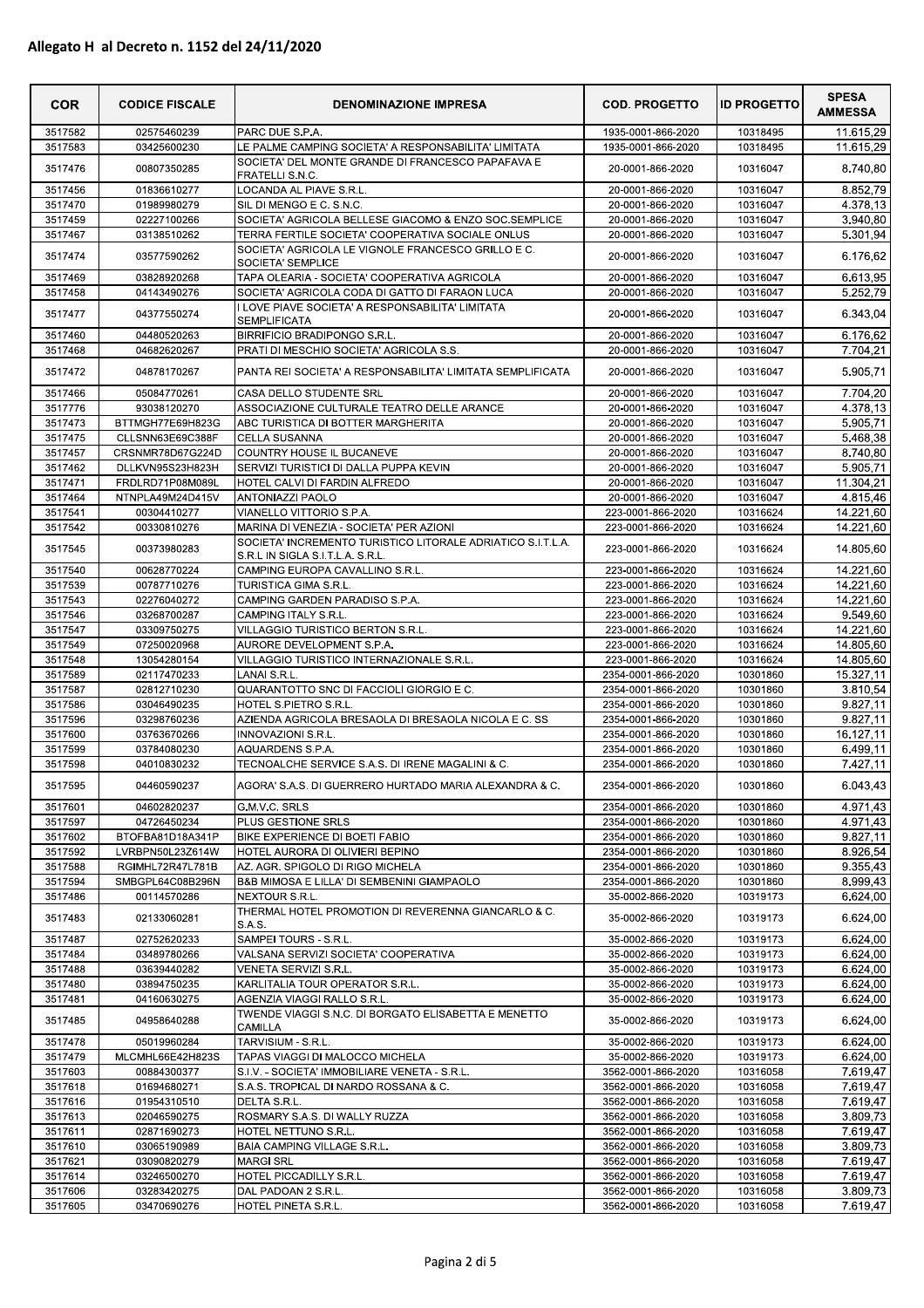**Allegato H al Decreto n. 1152 del 24/11/2020**

| COR | CODICE FISCALE | DENOMINAZIONE IMPRESA | COD. PROGETTO | ID PROGETTO | SPESA AMMESSA |
|---|---|---|---|---|---|
| 3517582 | 02575460239 | PARC DUE S.P.A. | 1935-0001-866-2020 | 10318495 | 11.615,29 |
| 3517583 | 03425600230 | LE PALME CAMPING SOCIETA' A RESPONSABILITA' LIMITATA | 1935-0001-866-2020 | 10318495 | 11.615,29 |
| 3517476 | 00807350285 | SOCIETA' DEL MONTE GRANDE DI FRANCESCO PAPAFAVA E FRATELLI S.N.C. | 20-0001-866-2020 | 10316047 | 8.740,80 |
| 3517456 | 01836610277 | LOCANDA AL PIAVE S.R.L. | 20-0001-866-2020 | 10316047 | 8.852,79 |
| 3517470 | 01989980279 | SIL DI MENGO E C. S.N.C. | 20-0001-866-2020 | 10316047 | 4.378,13 |
| 3517459 | 02227100266 | SOCIETA' AGRICOLA BELLESE GIACOMO & ENZO SOC.SEMPLICE | 20-0001-866-2020 | 10316047 | 3.940,80 |
| 3517467 | 03138510262 | TERRA FERTILE SOCIETA' COOPERATIVA SOCIALE ONLUS | 20-0001-866-2020 | 10316047 | 5.301,94 |
| 3517474 | 03577590262 | SOCIETA' AGRICOLA LE VIGNOLE FRANCESCO GRILLO E C. SOCIETA' SEMPLICE | 20-0001-866-2020 | 10316047 | 6.176,62 |
| 3517469 | 03828920268 | TAPA OLEARIA - SOCIETA' COOPERATIVA AGRICOLA | 20-0001-866-2020 | 10316047 | 6.613,95 |
| 3517458 | 04143490276 | SOCIETA' AGRICOLA CODA DI GATTO DI FARAON LUCA | 20-0001-866-2020 | 10316047 | 5.252,79 |
| 3517477 | 04377550274 | I LOVE PIAVE SOCIETA' A RESPONSABILITA' LIMITATA SEMPLIFICATA | 20-0001-866-2020 | 10316047 | 6.343,04 |
| 3517460 | 04480520263 | BIRRIFICIO BRADIPONGO S.R.L. | 20-0001-866-2020 | 10316047 | 6.176,62 |
| 3517468 | 04682620267 | PRATI DI MESCHIO SOCIETA' AGRICOLA S.S. | 20-0001-866-2020 | 10316047 | 7.704,21 |
| 3517472 | 04878170267 | PANTA REI SOCIETA' A RESPONSABILITA' LIMITATA SEMPLIFICATA | 20-0001-866-2020 | 10316047 | 5.905,71 |
| 3517466 | 05084770261 | CASA DELLO STUDENTE SRL | 20-0001-866-2020 | 10316047 | 7.704,20 |
| 3517776 | 93038120270 | ASSOCIAZIONE CULTURALE TEATRO DELLE ARANCE | 20-0001-866-2020 | 10316047 | 4.378,13 |
| 3517473 | BTTMGH77E69H823G | ABC TURISTICA DI BOTTER MARGHERITA | 20-0001-866-2020 | 10316047 | 5.905,71 |
| 3517475 | CLLSNN63E69C388F | CELLA SUSANNA | 20-0001-866-2020 | 10316047 | 5.468,38 |
| 3517457 | CRSNMR78D67G224D | COUNTRY HOUSE IL BUCANEVE | 20-0001-866-2020 | 10316047 | 8.740,80 |
| 3517462 | DLLKVN95S23H823H | SERVIZI TURISTICI DI DALLA PUPPA KEVIN | 20-0001-866-2020 | 10316047 | 5.905,71 |
| 3517471 | FRDLRD71P08M089L | HOTEL CALVI DI FARDIN ALFREDO | 20-0001-866-2020 | 10316047 | 11.304,21 |
| 3517464 | NTNPLA49M24D415V | ANTONIAZZI PAOLO | 20-0001-866-2020 | 10316047 | 4.815,46 |
| 3517541 | 00304410277 | VIANELLO VITTORIO S.P.A. | 223-0001-866-2020 | 10316624 | 14.221,60 |
| 3517542 | 00330810276 | MARINA DI VENEZIA - SOCIETA' PER AZIONI | 223-0001-866-2020 | 10316624 | 14.221,60 |
| 3517545 | 00373980283 | SOCIETA' INCREMENTO TURISTICO LITORALE ADRIATICO S.I.T.L.A. S.R.L IN SIGLA S.I.T.L.A. S.R.L. | 223-0001-866-2020 | 10316624 | 14.805,60 |
| 3517540 | 00628770224 | CAMPING EUROPA CAVALLINO S.R.L. | 223-0001-866-2020 | 10316624 | 14.221,60 |
| 3517539 | 00787710276 | TURISTICA GIMA S.R.L. | 223-0001-866-2020 | 10316624 | 14.221,60 |
| 3517543 | 02276040272 | CAMPING GARDEN PARADISO S.P.A. | 223-0001-866-2020 | 10316624 | 14.221,60 |
| 3517546 | 03268700287 | CAMPING ITALY S.R.L. | 223-0001-866-2020 | 10316624 | 9.549,60 |
| 3517547 | 03309750275 | VILLAGGIO TURISTICO BERTON S.R.L. | 223-0001-866-2020 | 10316624 | 14.221,60 |
| 3517549 | 07250020968 | AURORE DEVELOPMENT S.P.A. | 223-0001-866-2020 | 10316624 | 14.805,60 |
| 3517548 | 13054280154 | VILLAGGIO TURISTICO INTERNAZIONALE S.R.L. | 223-0001-866-2020 | 10316624 | 14.805,60 |
| 3517589 | 02117470233 | LANAI S.R.L. | 2354-0001-866-2020 | 10301860 | 15.327,11 |
| 3517587 | 02812710230 | QUARANTOTTO SNC DI FACCIOLI GIORGIO E C. | 2354-0001-866-2020 | 10301860 | 3.810,54 |
| 3517586 | 03046490235 | HOTEL S.PIETRO S.R.L. | 2354-0001-866-2020 | 10301860 | 9.827,11 |
| 3517596 | 03298760236 | AZIENDA AGRICOLA BRESAOLA DI BRESAOLA NICOLA E C. SS | 2354-0001-866-2020 | 10301860 | 9.827,11 |
| 3517600 | 03763670266 | INNOVAZIONI S.R.L. | 2354-0001-866-2020 | 10301860 | 16.127,11 |
| 3517599 | 03784080230 | AQUARDENS S.P.A. | 2354-0001-866-2020 | 10301860 | 6.499,11 |
| 3517598 | 04010830232 | TECNOALCHE SERVICE S.A.S. DI IRENE MAGALINI & C. | 2354-0001-866-2020 | 10301860 | 7.427,11 |
| 3517595 | 04460590237 | AGORA' S.A.S. DI GUERRERO HURTADO MARIA ALEXANDRA & C. | 2354-0001-866-2020 | 10301860 | 6.043,43 |
| 3517601 | 04602820237 | G.M.V.C. SRLS | 2354-0001-866-2020 | 10301860 | 4.971,43 |
| 3517597 | 04726450234 | PLUS GESTIONE SRLS | 2354-0001-866-2020 | 10301860 | 4.971,43 |
| 3517602 | BTOFBA81D18A341P | BIKE EXPERIENCE DI BOETI FABIO | 2354-0001-866-2020 | 10301860 | 9.827,11 |
| 3517592 | LVRBPN50L23Z614W | HOTEL AURORA DI OLIVIERI BEPINO | 2354-0001-866-2020 | 10301860 | 8.926,54 |
| 3517588 | RGIMHL72R47L781B | AZ. AGR. SPIGOLO DI RIGO MICHELA | 2354-0001-866-2020 | 10301860 | 9.355,43 |
| 3517594 | SMBGPL64C08B296N | B&B MIMOSA E LILLA' DI SEMBENINI GIAMPAOLO | 2354-0001-866-2020 | 10301860 | 8.999,43 |
| 3517486 | 00114570286 | NEXTOUR S.R.L. | 35-0002-866-2020 | 10319173 | 6.624,00 |
| 3517483 | 02133060281 | THERMAL HOTEL PROMOTION DI REVERENNA GIANCARLO & C. S.A.S. | 35-0002-866-2020 | 10319173 | 6.624,00 |
| 3517487 | 02752620233 | SAMPEI TOURS - S.R.L. | 35-0002-866-2020 | 10319173 | 6.624,00 |
| 3517484 | 03489780266 | VALSANA SERVIZI SOCIETA' COOPERATIVA | 35-0002-866-2020 | 10319173 | 6.624,00 |
| 3517488 | 03639440282 | VENETA SERVIZI S.R.L. | 35-0002-866-2020 | 10319173 | 6.624,00 |
| 3517480 | 03894750235 | KARLITALIA TOUR OPERATOR S.R.L. | 35-0002-866-2020 | 10319173 | 6.624,00 |
| 3517481 | 04160630275 | AGENZIA VIAGGI RALLO S.R.L. | 35-0002-866-2020 | 10319173 | 6.624,00 |
| 3517485 | 04958640288 | TWENDE VIAGGI S.N.C. DI BORGATO ELISABETTA E MENETTO CAMILLA | 35-0002-866-2020 | 10319173 | 6.624,00 |
| 3517478 | 05019960284 | TARVISIUM - S.R.L. | 35-0002-866-2020 | 10319173 | 6.624,00 |
| 3517479 | MLCMHL66E42H823S | TAPAS VIAGGI DI MALOCCO MICHELA | 35-0002-866-2020 | 10319173 | 6.624,00 |
| 3517603 | 00884300377 | S.I.V. - SOCIETA' IMMOBILIARE VENETA - S.R.L. | 3562-0001-866-2020 | 10316058 | 7.619,47 |
| 3517618 | 01694680271 | S.A.S. TROPICAL DI NARDO ROSSANA & C. | 3562-0001-866-2020 | 10316058 | 7.619,47 |
| 3517616 | 01954310510 | DELTA S.R.L. | 3562-0001-866-2020 | 10316058 | 7.619,47 |
| 3517613 | 02046590275 | ROSMARY S.A.S. DI WALLY RUZZA | 3562-0001-866-2020 | 10316058 | 3.809,73 |
| 3517611 | 02871690273 | HOTEL NETTUNO S.R.L. | 3562-0001-866-2020 | 10316058 | 7.619,47 |
| 3517610 | 03065190989 | BAIA CAMPING VILLAGE S.R.L. | 3562-0001-866-2020 | 10316058 | 3.809,73 |
| 3517621 | 03090820279 | MARGI SRL | 3562-0001-866-2020 | 10316058 | 7.619,47 |
| 3517614 | 03246500270 | HOTEL PICCADILLY S.R.L. | 3562-0001-866-2020 | 10316058 | 7.619,47 |
| 3517606 | 03283420275 | DAL PADOAN 2 S.R.L. | 3562-0001-866-2020 | 10316058 | 3.809,73 |
| 3517605 | 03470690276 | HOTEL PINETA S.R.L. | 3562-0001-866-2020 | 10316058 | 7.619,47 |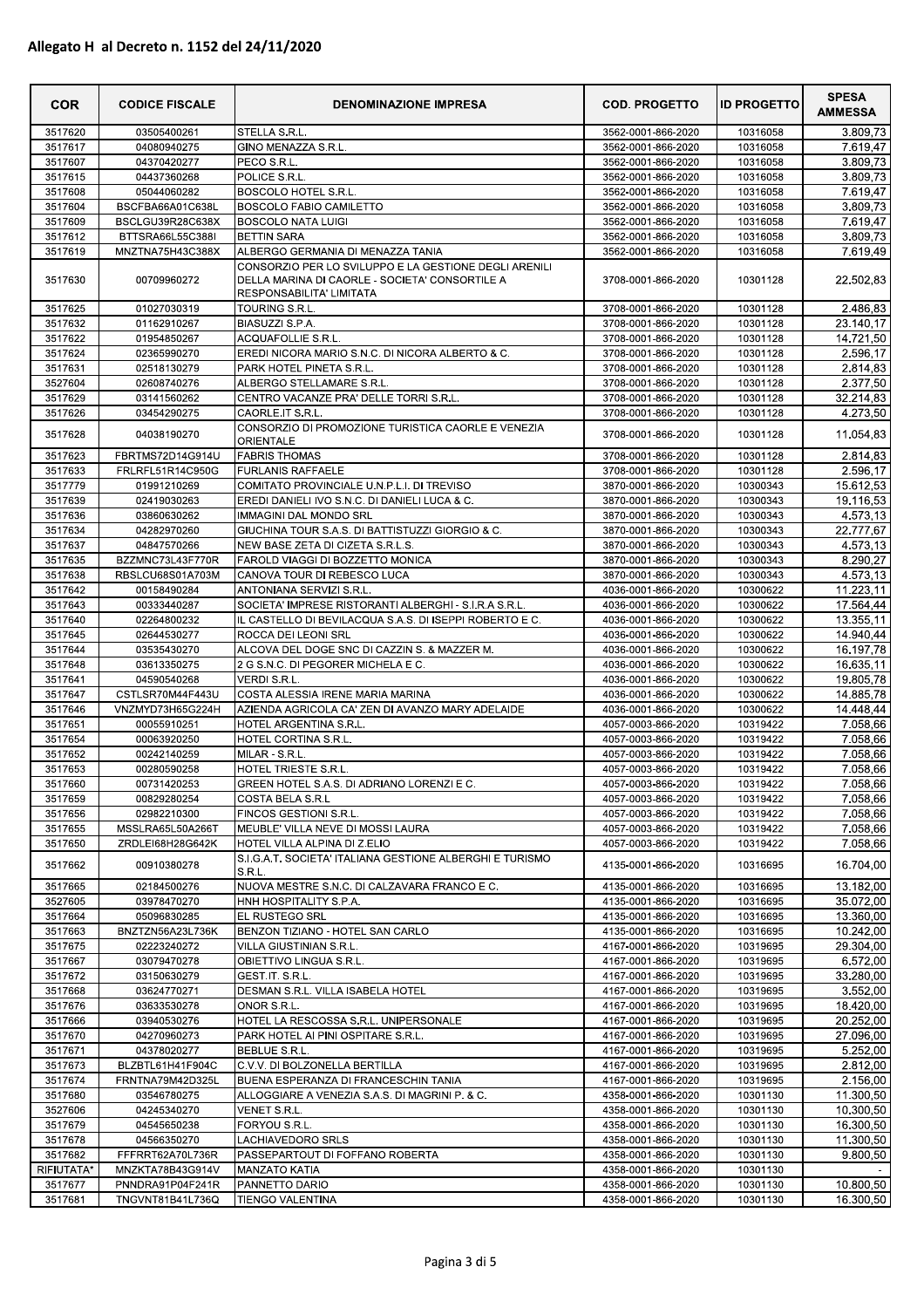**Allegato H al Decreto n. 1152 del 24/11/2020**

| COR | CODICE FISCALE | DENOMINAZIONE IMPRESA | COD. PROGETTO | ID PROGETTO | SPESA AMMESSA |
|---|---|---|---|---|---|
| 3517620 | 03505400261 | STELLA S.R.L. | 3562-0001-866-2020 | 10316058 | 3.809,73 |
| 3517617 | 04080940275 | GINO MENAZZA S.R.L. | 3562-0001-866-2020 | 10316058 | 7.619,47 |
| 3517607 | 04370420277 | PECO S.R.L. | 3562-0001-866-2020 | 10316058 | 3.809,73 |
| 3517615 | 04437360268 | POLICE S.R.L. | 3562-0001-866-2020 | 10316058 | 3.809,73 |
| 3517608 | 05044060282 | BOSCOLO HOTEL S.R.L. | 3562-0001-866-2020 | 10316058 | 7.619,47 |
| 3517604 | BSCFBA66A01C638L | BOSCOLO FABIO CAMILETTO | 3562-0001-866-2020 | 10316058 | 3.809,73 |
| 3517609 | BSCLGU39R28C638X | BOSCOLO NATA LUIGI | 3562-0001-866-2020 | 10316058 | 7.619,47 |
| 3517612 | BTTSRA66L55C388I | BETTIN SARA | 3562-0001-866-2020 | 10316058 | 3.809,73 |
| 3517619 | MNZTNA75H43C388X | ALBERGO GERMANIA DI MENAZZA TANIA | 3562-0001-866-2020 | 10316058 | 7.619,49 |
| 3517630 | 00709960272 | CONSORZIO PER LO SVILUPPO E LA GESTIONE DEGLI ARENILI DELLA MARINA DI CAORLE - SOCIETA' CONSORTILE A RESPONSABILITA' LIMITATA | 3708-0001-866-2020 | 10301128 | 22.502,83 |
| 3517625 | 01027030319 | TOURING S.R.L. | 3708-0001-866-2020 | 10301128 | 2.486,83 |
| 3517632 | 01162910267 | BIASUZZI S.P.A. | 3708-0001-866-2020 | 10301128 | 23.140,17 |
| 3517622 | 01954850267 | ACQUAFOLLIE S.R.L. | 3708-0001-866-2020 | 10301128 | 14.721,50 |
| 3517624 | 02365990270 | EREDI NICORA MARIO S.N.C. DI NICORA ALBERTO & C. | 3708-0001-866-2020 | 10301128 | 2.596,17 |
| 3517631 | 02518130279 | PARK HOTEL PINETA S.R.L. | 3708-0001-866-2020 | 10301128 | 2.814,83 |
| 3527604 | 02608740276 | ALBERGO STELLAMARE S.R.L. | 3708-0001-866-2020 | 10301128 | 2.377,50 |
| 3517629 | 03141560262 | CENTRO VACANZE PRA' DELLE TORRI S.R.L. | 3708-0001-866-2020 | 10301128 | 32.214,83 |
| 3517626 | 03454290275 | CAORLE.IT S.R.L. | 3708-0001-866-2020 | 10301128 | 4.273,50 |
| 3517628 | 04038190270 | CONSORZIO DI PROMOZIONE TURISTICA CAORLE E VENEZIA ORIENTALE | 3708-0001-866-2020 | 10301128 | 11.054,83 |
| 3517623 | FBRTMS72D14G914U | FABRIS THOMAS | 3708-0001-866-2020 | 10301128 | 2.814,83 |
| 3517633 | FRLRFL51R14C950G | FURLANIS RAFFAELE | 3708-0001-866-2020 | 10301128 | 2.596,17 |
| 3517779 | 01991210269 | COMITATO PROVINCIALE U.N.P.L.I. DI TREVISO | 3870-0001-866-2020 | 10300343 | 15.612,53 |
| 3517639 | 02419030263 | EREDI DANIELI IVO S.N.C. DI DANIELI LUCA & C. | 3870-0001-866-2020 | 10300343 | 19.116,53 |
| 3517636 | 03860630262 | IMMAGINI DAL MONDO SRL | 3870-0001-866-2020 | 10300343 | 4.573,13 |
| 3517634 | 04282970260 | GIUCHINA TOUR S.A.S. DI BATTISTUZZI GIORGIO & C. | 3870-0001-866-2020 | 10300343 | 22.777,67 |
| 3517637 | 04847570266 | NEW BASE ZETA DI CIZETA S.R.L.S. | 3870-0001-866-2020 | 10300343 | 4.573,13 |
| 3517635 | BZZMNC73L43F770R | FAROLD VIAGGI DI BOZZETTO MONICA | 3870-0001-866-2020 | 10300343 | 8.290,27 |
| 3517638 | RBSLCU68S01A703M | CANOVA TOUR DI REBESCO LUCA | 3870-0001-866-2020 | 10300343 | 4.573,13 |
| 3517642 | 00158490284 | ANTONIANA SERVIZI S.R.L. | 4036-0001-866-2020 | 10300622 | 11.223,11 |
| 3517643 | 00333440287 | SOCIETA' IMPRESE RISTORANTI ALBERGHI - S.I.R.A S.R.L. | 4036-0001-866-2020 | 10300622 | 17.564,44 |
| 3517640 | 02264800232 | IL CASTELLO DI BEVILACQUA S.A.S. DI ISEPPI ROBERTO E C. | 4036-0001-866-2020 | 10300622 | 13.355,11 |
| 3517645 | 02644530277 | ROCCA DEI LEONI SRL | 4036-0001-866-2020 | 10300622 | 14.940,44 |
| 3517644 | 03535430270 | ALCOVA DEL DOGE SNC DI CAZZIN S. & MAZZER M. | 4036-0001-866-2020 | 10300622 | 16.197,78 |
| 3517648 | 03613350275 | 2 G S.N.C. DI PEGORER MICHELA E C. | 4036-0001-866-2020 | 10300622 | 16.635,11 |
| 3517641 | 04590540268 | VERDI S.R.L. | 4036-0001-866-2020 | 10300622 | 19.805,78 |
| 3517647 | CSTLSR70M44F443U | COSTA ALESSIA IRENE MARIA MARINA | 4036-0001-866-2020 | 10300622 | 14.885,78 |
| 3517646 | VNZMYD73H65G224H | AZIENDA AGRICOLA CA' ZEN DI AVANZO MARY ADELAIDE | 4036-0001-866-2020 | 10300622 | 14.448,44 |
| 3517651 | 00055910251 | HOTEL ARGENTINA S.R.L. | 4057-0003-866-2020 | 10319422 | 7.058,66 |
| 3517654 | 00063920250 | HOTEL CORTINA S.R.L. | 4057-0003-866-2020 | 10319422 | 7.058,66 |
| 3517652 | 00242140259 | MILAR - S.R.L. | 4057-0003-866-2020 | 10319422 | 7.058,66 |
| 3517653 | 00280590258 | HOTEL TRIESTE S.R.L. | 4057-0003-866-2020 | 10319422 | 7.058,66 |
| 3517660 | 00731420253 | GREEN HOTEL S.A.S. DI ADRIANO LORENZI E C. | 4057-0003-866-2020 | 10319422 | 7.058,66 |
| 3517659 | 00829280254 | COSTA BELA S.R.L | 4057-0003-866-2020 | 10319422 | 7.058,66 |
| 3517656 | 02982210300 | FINCOS GESTIONI S.R.L. | 4057-0003-866-2020 | 10319422 | 7.058,66 |
| 3517655 | MSSLRA65L50A266T | MEUBLE' VILLA NEVE DI MOSSI LAURA | 4057-0003-866-2020 | 10319422 | 7.058,66 |
| 3517650 | ZRDLEI68H28G642K | HOTEL VILLA ALPINA DI Z.ELIO | 4057-0003-866-2020 | 10319422 | 7.058,66 |
| 3517662 | 00910380278 | S.I.G.A.T. SOCIETA' ITALIANA GESTIONE ALBERGHI E TURISMO S.R.L. | 4135-0001-866-2020 | 10316695 | 16.704,00 |
| 3517665 | 02184500276 | NUOVA MESTRE S.N.C. DI CALZAVARA FRANCO E C. | 4135-0001-866-2020 | 10316695 | 13.182,00 |
| 3527605 | 03978470270 | HNH HOSPITALITY S.P.A. | 4135-0001-866-2020 | 10316695 | 35.072,00 |
| 3517664 | 05096830285 | EL RUSTEGO SRL | 4135-0001-866-2020 | 10316695 | 13.360,00 |
| 3517663 | BNZTZN56A23L736K | BENZON TIZIANO - HOTEL SAN CARLO | 4135-0001-866-2020 | 10316695 | 10.242,00 |
| 3517675 | 02223240272 | VILLA GIUSTINIAN S.R.L. | 4167-0001-866-2020 | 10319695 | 29.304,00 |
| 3517667 | 03079470278 | OBIETTIVO LINGUA S.R.L. | 4167-0001-866-2020 | 10319695 | 6.572,00 |
| 3517672 | 03150630279 | GEST.IT. S.R.L. | 4167-0001-866-2020 | 10319695 | 33.280,00 |
| 3517668 | 03624770271 | DESMAN S.R.L. VILLA ISABELA HOTEL | 4167-0001-866-2020 | 10319695 | 3.552,00 |
| 3517676 | 03633530278 | ONOR S.R.L. | 4167-0001-866-2020 | 10319695 | 18.420,00 |
| 3517666 | 03940530276 | HOTEL LA RESCOSSA S.R.L. UNIPERSONALE | 4167-0001-866-2020 | 10319695 | 20.252,00 |
| 3517670 | 04270960273 | PARK HOTEL AI PINI OSPITARE S.R.L. | 4167-0001-866-2020 | 10319695 | 27.096,00 |
| 3517671 | 04378020277 | BEBLUE S.R.L. | 4167-0001-866-2020 | 10319695 | 5.252,00 |
| 3517673 | BLZBTL61H41F904C | C.V.V. DI BOLZONELLA BERTILLA | 4167-0001-866-2020 | 10319695 | 2.812,00 |
| 3517674 | FRNTNA79M42D325L | BUENA ESPERANZA DI FRANCESCHIN TANIA | 4167-0001-866-2020 | 10319695 | 2.156,00 |
| 3517680 | 03546780275 | ALLOGGIARE A VENEZIA S.A.S. DI MAGRINI P. & C. | 4358-0001-866-2020 | 10301130 | 11.300,50 |
| 3527606 | 04245340270 | VENET S.R.L. | 4358-0001-866-2020 | 10301130 | 10.300,50 |
| 3517679 | 04545650238 | FORYOU S.R.L. | 4358-0001-866-2020 | 10301130 | 16.300,50 |
| 3517678 | 04566350270 | LACHIAVEDORO SRLS | 4358-0001-866-2020 | 10301130 | 11.300,50 |
| 3517682 | FFFRRT62A70L736R | PASSEPARTOUT DI FOFFANO ROBERTA | 4358-0001-866-2020 | 10301130 | 9.800,50 |
| RIFIUTATA* | MNZKTA78B43G914V | MANZATO KATIA | 4358-0001-866-2020 | 10301130 | - |
| 3517677 | PNNDRA91P04F241R | PANNETTO DARIO | 4358-0001-866-2020 | 10301130 | 10.800,50 |
| 3517681 | TNGVNT81B41L736Q | TIENGO VALENTINA | 4358-0001-866-2020 | 10301130 | 16.300,50 |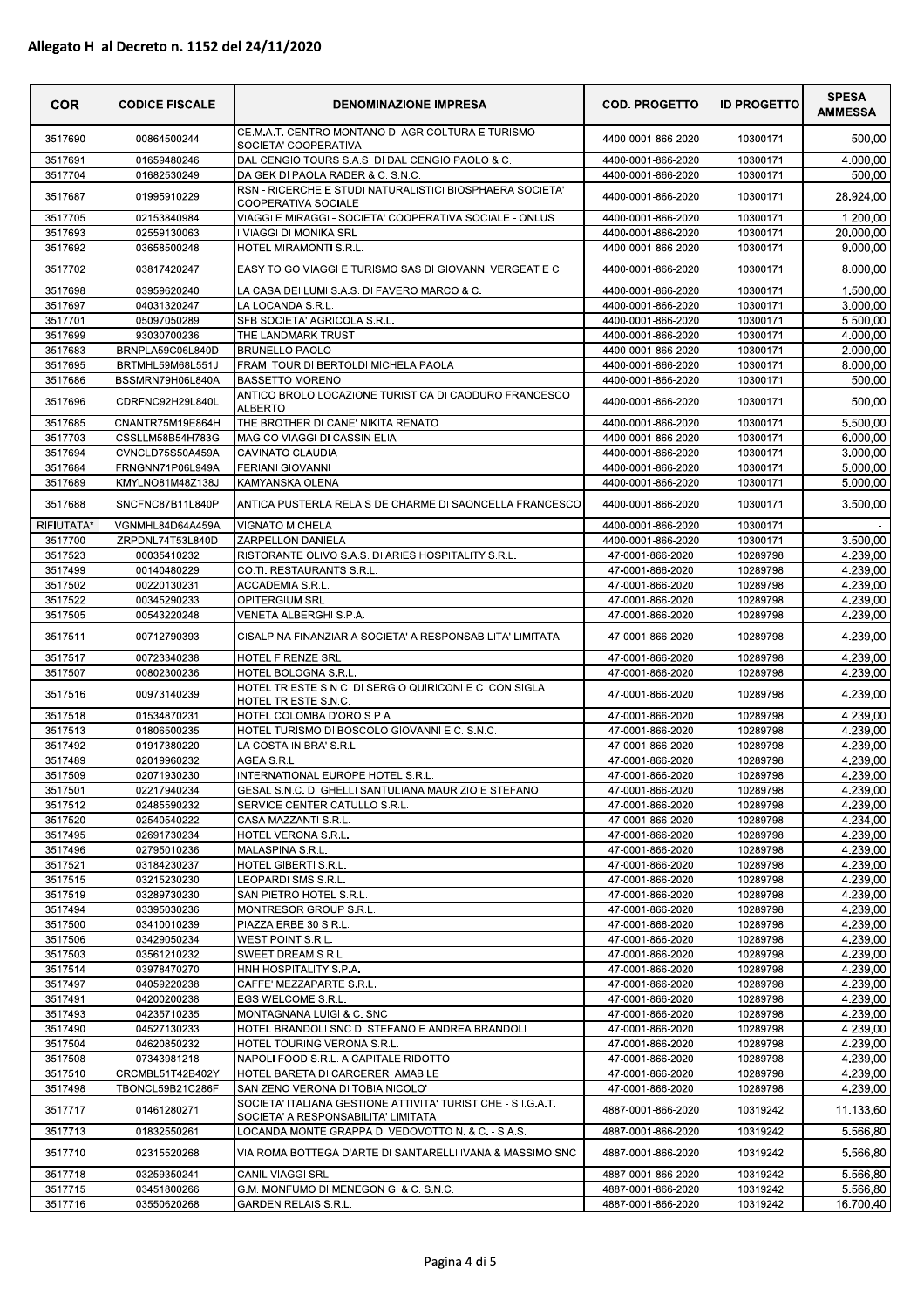**Allegato H al Decreto n. 1152 del 24/11/2020**

| COR | CODICE FISCALE | DENOMINAZIONE IMPRESA | COD. PROGETTO | ID PROGETTO | SPESA AMMESSA |
|---|---|---|---|---|---|
| 3517690 | 00864500244 | CE.M.A.T. CENTRO MONTANO DI AGRICOLTURA E TURISMO SOCIETA' COOPERATIVA | 4400-0001-866-2020 | 10300171 | 500,00 |
| 3517691 | 01659480246 | DAL CENGIO TOURS S.A.S. DI DAL CENGIO PAOLO & C. | 4400-0001-866-2020 | 10300171 | 4.000,00 |
| 3517704 | 01682530249 | DA GEK DI PAOLA RADER & C. S.N.C. | 4400-0001-866-2020 | 10300171 | 500,00 |
| 3517687 | 01995910229 | RSN - RICERCHE E STUDI NATURALISTICI BIOSPHAERA SOCIETA' COOPERATIVA SOCIALE | 4400-0001-866-2020 | 10300171 | 28.924,00 |
| 3517705 | 02153840984 | VIAGGI E MIRAGGI - SOCIETA' COOPERATIVA SOCIALE - ONLUS | 4400-0001-866-2020 | 10300171 | 1.200,00 |
| 3517693 | 02559130063 | I VIAGGI DI MONIKA SRL | 4400-0001-866-2020 | 10300171 | 20.000,00 |
| 3517692 | 03658500248 | HOTEL MIRAMONTI S.R.L. | 4400-0001-866-2020 | 10300171 | 9.000,00 |
| 3517702 | 03817420247 | EASY TO GO VIAGGI E TURISMO SAS DI GIOVANNI VERGEAT E C. | 4400-0001-866-2020 | 10300171 | 8.000,00 |
| 3517698 | 03959620240 | LA CASA DEI LUMI S.A.S. DI FAVERO MARCO & C. | 4400-0001-866-2020 | 10300171 | 1.500,00 |
| 3517697 | 04031320247 | LA LOCANDA S.R.L. | 4400-0001-866-2020 | 10300171 | 3.000,00 |
| 3517701 | 05097050289 | SFB SOCIETA' AGRICOLA S.R.L. | 4400-0001-866-2020 | 10300171 | 5.500,00 |
| 3517699 | 93030700236 | THE LANDMARK TRUST | 4400-0001-866-2020 | 10300171 | 4.000,00 |
| 3517683 | BRNPLA59C06L840D | BRUNELLO PAOLO | 4400-0001-866-2020 | 10300171 | 2.000,00 |
| 3517695 | BRTMHL59M68L551J | FRAMI TOUR DI BERTOLDI MICHELA PAOLA | 4400-0001-866-2020 | 10300171 | 8.000,00 |
| 3517686 | BSSMRN79H06L840A | BASSETTO MORENO | 4400-0001-866-2020 | 10300171 | 500,00 |
| 3517696 | CDRFNC92H29L840L | ANTICO BROLO LOCAZIONE TURISTICA DI CAODURO FRANCESCO ALBERTO | 4400-0001-866-2020 | 10300171 | 500,00 |
| 3517685 | CNANTR75M19E864H | THE BROTHER DI CANE' NIKITA RENATO | 4400-0001-866-2020 | 10300171 | 5.500,00 |
| 3517703 | CSSLLM58B54H783G | MAGICO VIAGGI DI CASSIN ELIA | 4400-0001-866-2020 | 10300171 | 6.000,00 |
| 3517694 | CVNCLD75S50A459A | CAVINATO CLAUDIA | 4400-0001-866-2020 | 10300171 | 3.000,00 |
| 3517684 | FRNGNN71P06L949A | FERIANI GIOVANNI | 4400-0001-866-2020 | 10300171 | 5.000,00 |
| 3517689 | KMYLNO81M48Z138J | KAMYANSKA OLENA | 4400-0001-866-2020 | 10300171 | 5.000,00 |
| 3517688 | SNCFNC87B11L840P | ANTICA PUSTERLA RELAIS DE CHARME DI SAONCELLA FRANCESCO | 4400-0001-866-2020 | 10300171 | 3.500,00 |
| RIFIUTATA* | VGNMHL84D64A459A | VIGNATO MICHELA | 4400-0001-866-2020 | 10300171 | - |
| 3517700 | ZRPDNL74T53L840D | ZARPELLON DANIELA | 4400-0001-866-2020 | 10300171 | 3.500,00 |
| 3517523 | 00035410232 | RISTORANTE OLIVO S.A.S. DI ARIES HOSPITALITY S.R.L. | 47-0001-866-2020 | 10289798 | 4.239,00 |
| 3517499 | 00140480229 | CO.TI. RESTAURANTS S.R.L. | 47-0001-866-2020 | 10289798 | 4.239,00 |
| 3517502 | 00220130231 | ACCADEMIA S.R.L. | 47-0001-866-2020 | 10289798 | 4.239,00 |
| 3517522 | 00345290233 | OPITERGIUM SRL | 47-0001-866-2020 | 10289798 | 4.239,00 |
| 3517505 | 00543220248 | VENETA ALBERGHI S.P.A. | 47-0001-866-2020 | 10289798 | 4.239,00 |
| 3517511 | 00712790393 | CISALPINA FINANZIARIA SOCIETA' A RESPONSABILITA' LIMITATA | 47-0001-866-2020 | 10289798 | 4.239,00 |
| 3517517 | 00723340238 | HOTEL FIRENZE SRL | 47-0001-866-2020 | 10289798 | 4.239,00 |
| 3517507 | 00802300236 | HOTEL BOLOGNA S.R.L. | 47-0001-866-2020 | 10289798 | 4.239,00 |
| 3517516 | 00973140239 | HOTEL TRIESTE S.N.C. DI SERGIO QUIRICONI E C. CON SIGLA HOTEL TRIESTE S.N.C. | 47-0001-866-2020 | 10289798 | 4.239,00 |
| 3517518 | 01534870231 | HOTEL COLOMBA D'ORO S.P.A. | 47-0001-866-2020 | 10289798 | 4.239,00 |
| 3517513 | 01806500235 | HOTEL TURISMO DI BOSCOLO GIOVANNI E C. S.N.C. | 47-0001-866-2020 | 10289798 | 4.239,00 |
| 3517492 | 01917380220 | LA COSTA IN BRA' S.R.L. | 47-0001-866-2020 | 10289798 | 4.239,00 |
| 3517489 | 02019960232 | AGEA S.R.L. | 47-0001-866-2020 | 10289798 | 4.239,00 |
| 3517509 | 02071930230 | INTERNATIONAL EUROPE HOTEL S.R.L. | 47-0001-866-2020 | 10289798 | 4.239,00 |
| 3517501 | 02217940234 | GESAL S.N.C. DI GHELLI SANTULIANA MAURIZIO E STEFANO | 47-0001-866-2020 | 10289798 | 4.239,00 |
| 3517512 | 02485590232 | SERVICE CENTER CATULLO S.R.L. | 47-0001-866-2020 | 10289798 | 4.239,00 |
| 3517520 | 02540540222 | CASA MAZZANTI S.R.L. | 47-0001-866-2020 | 10289798 | 4.234,00 |
| 3517495 | 02691730234 | HOTEL VERONA S.R.L. | 47-0001-866-2020 | 10289798 | 4.239,00 |
| 3517496 | 02795010236 | MALASPINA S.R.L. | 47-0001-866-2020 | 10289798 | 4.239,00 |
| 3517521 | 03184230237 | HOTEL GIBERTI S.R.L. | 47-0001-866-2020 | 10289798 | 4.239,00 |
| 3517515 | 03215230230 | LEOPARDI SMS S.R.L. | 47-0001-866-2020 | 10289798 | 4.239,00 |
| 3517519 | 03289730230 | SAN PIETRO HOTEL S.R.L. | 47-0001-866-2020 | 10289798 | 4.239,00 |
| 3517494 | 03395030236 | MONTRESOR GROUP S.R.L. | 47-0001-866-2020 | 10289798 | 4.239,00 |
| 3517500 | 03410010239 | PIAZZA ERBE 30 S.R.L. | 47-0001-866-2020 | 10289798 | 4.239,00 |
| 3517506 | 03429050234 | WEST POINT S.R.L. | 47-0001-866-2020 | 10289798 | 4.239,00 |
| 3517503 | 03561210232 | SWEET DREAM S.R.L. | 47-0001-866-2020 | 10289798 | 4.239,00 |
| 3517514 | 03978470270 | HNH HOSPITALITY S.P.A. | 47-0001-866-2020 | 10289798 | 4.239,00 |
| 3517497 | 04059220238 | CAFFE' MEZZAPARTE S.R.L. | 47-0001-866-2020 | 10289798 | 4.239,00 |
| 3517491 | 04200200238 | EGS WELCOME S.R.L. | 47-0001-866-2020 | 10289798 | 4.239,00 |
| 3517493 | 04235710235 | MONTAGNANA LUIGI & C. SNC | 47-0001-866-2020 | 10289798 | 4.239,00 |
| 3517490 | 04527130233 | HOTEL BRANDOLI SNC DI STEFANO E ANDREA BRANDOLI | 47-0001-866-2020 | 10289798 | 4.239,00 |
| 3517504 | 04620850232 | HOTEL TOURING VERONA S.R.L. | 47-0001-866-2020 | 10289798 | 4.239,00 |
| 3517508 | 07343981218 | NAPOLI FOOD S.R.L. A CAPITALE RIDOTTO | 47-0001-866-2020 | 10289798 | 4.239,00 |
| 3517510 | CRCMBL51T42B402Y | HOTEL BARETA DI CARCERERI AMABILE | 47-0001-866-2020 | 10289798 | 4.239,00 |
| 3517498 | TBONCL59B21C286F | SAN ZENO VERONA DI TOBIA NICOLO' | 47-0001-866-2020 | 10289798 | 4.239,00 |
| 3517717 | 01461280271 | SOCIETA' ITALIANA GESTIONE ATTIVITA' TURISTICHE - S.I.G.A.T. SOCIETA' A RESPONSABILITA' LIMITATA | 4887-0001-866-2020 | 10319242 | 11.133,60 |
| 3517713 | 01832550261 | LOCANDA MONTE GRAPPA DI VEDOVOTTO N. & C. - S.A.S. | 4887-0001-866-2020 | 10319242 | 5.566,80 |
| 3517710 | 02315520268 | VIA ROMA BOTTEGA D'ARTE DI SANTARELLI IVANA & MASSIMO SNC | 4887-0001-866-2020 | 10319242 | 5.566,80 |
| 3517718 | 03259350241 | CANIL VIAGGI SRL | 4887-0001-866-2020 | 10319242 | 5.566,80 |
| 3517715 | 03451800266 | G.M. MONFUMO DI MENEGON G. & C. S.N.C. | 4887-0001-866-2020 | 10319242 | 5.566,80 |
| 3517716 | 03550620268 | GARDEN RELAIS S.R.L. | 4887-0001-866-2020 | 10319242 | 16.700,40 |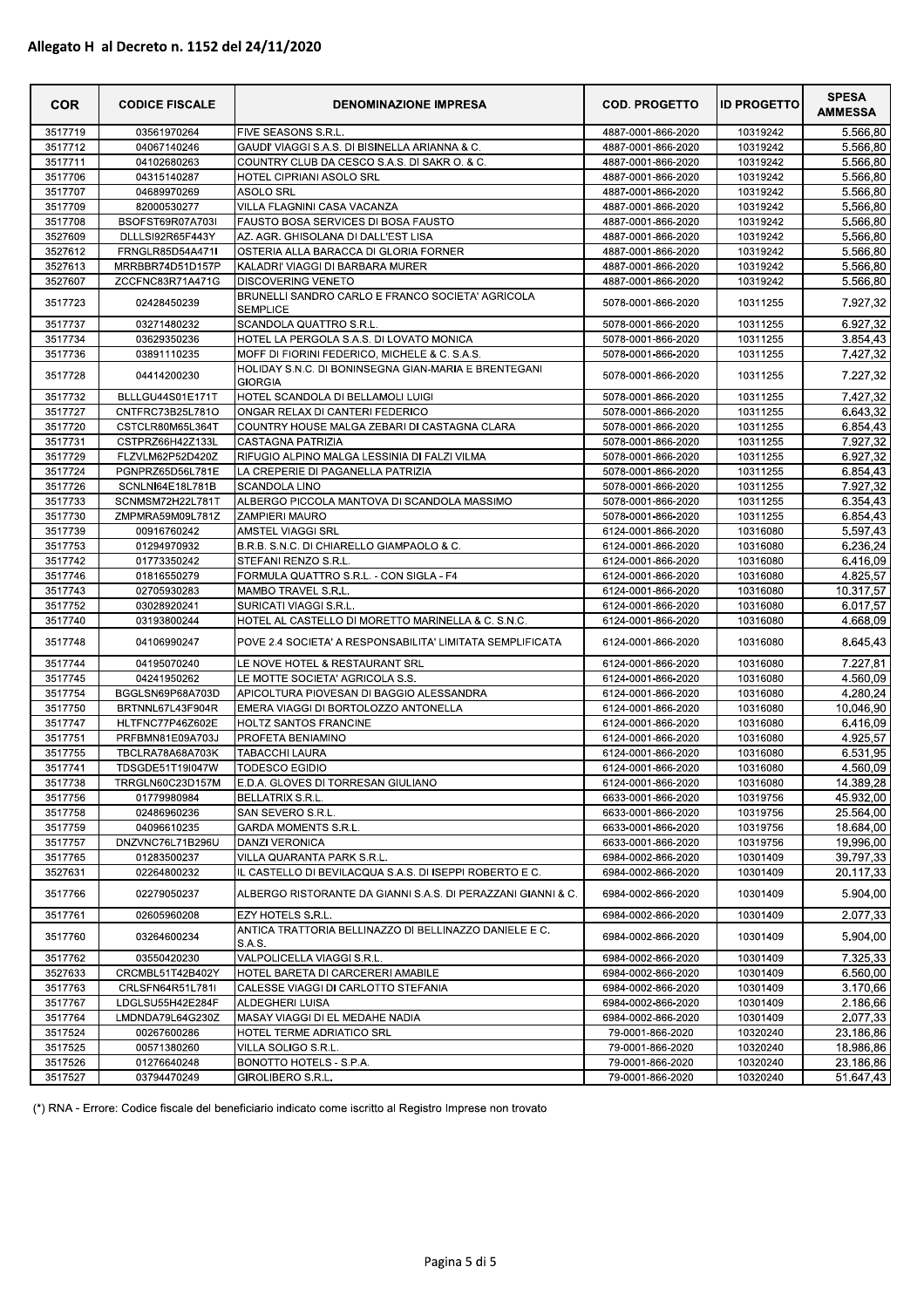## Allegato H al Decreto n. 1152 del 24/11/2020

| COR | CODICE FISCALE | DENOMINAZIONE IMPRESA | COD. PROGETTO | ID PROGETTO | SPESA AMMESSA |
|---|---|---|---|---|---|
| 3517719 | 03561970264 | FIVE SEASONS S.R.L. | 4887-0001-866-2020 | 10319242 | 5.566,80 |
| 3517712 | 04067140246 | GAUDI' VIAGGI S.A.S. DI BISINELLA ARIANNA & C. | 4887-0001-866-2020 | 10319242 | 5.566,80 |
| 3517711 | 04102680263 | COUNTRY CLUB DA CESCO S.A.S. DI SAKR O. & C. | 4887-0001-866-2020 | 10319242 | 5.566,80 |
| 3517706 | 04315140287 | HOTEL CIPRIANI ASOLO SRL | 4887-0001-866-2020 | 10319242 | 5.566,80 |
| 3517707 | 04689970269 | ASOLO SRL | 4887-0001-866-2020 | 10319242 | 5.566,80 |
| 3517709 | 82000530277 | VILLA FLAGNINI CASA VACANZA | 4887-0001-866-2020 | 10319242 | 5.566,80 |
| 3517708 | BSOFST69R07A703I | FAUSTO BOSA SERVICES DI BOSA FAUSTO | 4887-0001-866-2020 | 10319242 | 5.566,80 |
| 3527609 | DLLLSI92R65F443Y | AZ. AGR. GHISOLANA DI DALL'EST LISA | 4887-0001-866-2020 | 10319242 | 5.566,80 |
| 3527612 | FRNGLR85D54A471I | OSTERIA ALLA BARACCA DI GLORIA FORNER | 4887-0001-866-2020 | 10319242 | 5.566,80 |
| 3527613 | MRRBBR74D51D157P | KALADRI' VIAGGI DI BARBARA MURER | 4887-0001-866-2020 | 10319242 | 5.566,80 |
| 3527607 | ZCCFNC83R71A471G | DISCOVERING VENETO | 4887-0001-866-2020 | 10319242 | 5.566,80 |
| 3517723 | 02428450239 | BRUNELLI SANDRO CARLO E FRANCO SOCIETA' AGRICOLA SEMPLICE | 5078-0001-866-2020 | 10311255 | 7.927,32 |
| 3517737 | 03271480232 | SCANDOLA QUATTRO S.R.L. | 5078-0001-866-2020 | 10311255 | 6.927,32 |
| 3517734 | 03629350236 | HOTEL LA PERGOLA S.A.S. DI LOVATO MONICA | 5078-0001-866-2020 | 10311255 | 3.854,43 |
| 3517736 | 03891110235 | MOFF DI FIORINI FEDERICO, MICHELE & C. S.A.S. | 5078-0001-866-2020 | 10311255 | 7.427,32 |
| 3517728 | 04414200230 | HOLIDAY S.N.C. DI BONINSEGNA GIAN-MARIA E BRENTEGANI GIORGIA | 5078-0001-866-2020 | 10311255 | 7.227,32 |
| 3517732 | BLLLGU44S01E171T | HOTEL SCANDOLA DI BELLAMOLI LUIGI | 5078-0001-866-2020 | 10311255 | 7.427,32 |
| 3517727 | CNTFRC73B25L781O | ONGAR RELAX DI CANTERI FEDERICO | 5078-0001-866-2020 | 10311255 | 6.643,32 |
| 3517720 | CSTCLR80M65L364T | COUNTRY HOUSE MALGA ZEBARI DI CASTAGNA CLARA | 5078-0001-866-2020 | 10311255 | 6.854,43 |
| 3517731 | CSTPRZ66H42Z133L | CASTAGNA PATRIZIA | 5078-0001-866-2020 | 10311255 | 7.927,32 |
| 3517729 | FLZVLM62P52D420Z | RIFUGIO ALPINO MALGA LESSINIA DI FALZI VILMA | 5078-0001-866-2020 | 10311255 | 6.927,32 |
| 3517724 | PGNPRZ65D56L781E | LA CREPERIE DI PAGANELLA PATRIZIA | 5078-0001-866-2020 | 10311255 | 6.854,43 |
| 3517726 | SCNLNI64E18L781B | SCANDOLA LINO | 5078-0001-866-2020 | 10311255 | 7.927,32 |
| 3517733 | SCNMSM72H22L781T | ALBERGO PICCOLA MANTOVA DI SCANDOLA MASSIMO | 5078-0001-866-2020 | 10311255 | 6.354,43 |
| 3517730 | ZMPMRA59M09L781Z | ZAMPIERI MAURO | 5078-0001-866-2020 | 10311255 | 6.854,43 |
| 3517739 | 00916760242 | AMSTEL VIAGGI SRL | 6124-0001-866-2020 | 10316080 | 5.597,43 |
| 3517753 | 01294970932 | B.R.B. S.N.C. DI CHIARELLO GIAMPAOLO & C. | 6124-0001-866-2020 | 10316080 | 6.236,24 |
| 3517742 | 01773350242 | STEFANI RENZO S.R.L. | 6124-0001-866-2020 | 10316080 | 6.416,09 |
| 3517746 | 01816550279 | FORMULA QUATTRO S.R.L. - CON SIGLA - F4 | 6124-0001-866-2020 | 10316080 | 4.825,57 |
| 3517743 | 02705930283 | MAMBO TRAVEL S.R.L. | 6124-0001-866-2020 | 10316080 | 10.317,57 |
| 3517752 | 03028920241 | SURICATI VIAGGI S.R.L. | 6124-0001-866-2020 | 10316080 | 6.017,57 |
| 3517740 | 03193800244 | HOTEL AL CASTELLO DI MORETTO MARINELLA & C. S.N.C. | 6124-0001-866-2020 | 10316080 | 4.668,09 |
| 3517748 | 04106990247 | POVE 2.4 SOCIETA' A RESPONSABILITA' LIMITATA SEMPLIFICATA | 6124-0001-866-2020 | 10316080 | 8.645,43 |
| 3517744 | 04195070240 | LE NOVE HOTEL & RESTAURANT SRL | 6124-0001-866-2020 | 10316080 | 7.227,81 |
| 3517745 | 04241950262 | LE MOTTE SOCIETA' AGRICOLA S.S. | 6124-0001-866-2020 | 10316080 | 4.560,09 |
| 3517754 | BGGLSN69P68A703D | APICOLTURA PIOVESAN DI BAGGIO ALESSANDRA | 6124-0001-866-2020 | 10316080 | 4.280,24 |
| 3517750 | BRTNNL67L43F904R | EMERA VIAGGI DI BORTOLOZZO ANTONELLA | 6124-0001-866-2020 | 10316080 | 10.046,90 |
| 3517747 | HLTFNC77P46Z602E | HOLTZ SANTOS FRANCINE | 6124-0001-866-2020 | 10316080 | 6.416,09 |
| 3517751 | PRFBMN81E09A703J | PROFETA BENIAMINO | 6124-0001-866-2020 | 10316080 | 4.925,57 |
| 3517755 | TBCLRA78A68A703K | TABACCHI LAURA | 6124-0001-866-2020 | 10316080 | 6.531,95 |
| 3517741 | TDSGDE51T19I047W | TODESCO EGIDIO | 6124-0001-866-2020 | 10316080 | 4.560,09 |
| 3517738 | TRRGLN60C23D157M | E.D.A. GLOVES DI TORRESAN GIULIANO | 6124-0001-866-2020 | 10316080 | 14.389,28 |
| 3517756 | 01779980984 | BELLATRIX S.R.L. | 6633-0001-866-2020 | 10319756 | 45.932,00 |
| 3517758 | 02486960236 | SAN SEVERO S.R.L. | 6633-0001-866-2020 | 10319756 | 25.564,00 |
| 3517759 | 04096610235 | GARDA MOMENTS S.R.L. | 6633-0001-866-2020 | 10319756 | 18.684,00 |
| 3517757 | DNZVNC76L71B296U | DANZI VERONICA | 6633-0001-866-2020 | 10319756 | 19.996,00 |
| 3517765 | 01283500237 | VILLA QUARANTA PARK S.R.L. | 6984-0002-866-2020 | 10301409 | 39.797,33 |
| 3527631 | 02264800232 | IL CASTELLO DI BEVILACQUA S.A.S. DI ISEPPI ROBERTO E C. | 6984-0002-866-2020 | 10301409 | 20.117,33 |
| 3517766 | 02279050237 | ALBERGO RISTORANTE DA GIANNI S.A.S. DI PERAZZANI GIANNI & C. | 6984-0002-866-2020 | 10301409 | 5.904,00 |
| 3517761 | 02605960208 | EZY HOTELS S.R.L. | 6984-0002-866-2020 | 10301409 | 2.077,33 |
| 3517760 | 03264600234 | ANTICA TRATTORIA BELLINAZZO DI BELLINAZZO DANIELE E C. S.A.S. | 6984-0002-866-2020 | 10301409 | 5.904,00 |
| 3517762 | 03550420230 | VALPOLICELLA VIAGGI S.R.L. | 6984-0002-866-2020 | 10301409 | 7.325,33 |
| 3527633 | CRCMBL51T42B402Y | HOTEL BARETA DI CARCERERI AMABILE | 6984-0002-866-2020 | 10301409 | 6.560,00 |
| 3517763 | CRLSFN64R51L781I | CALESSE VIAGGI DI CARLOTTO STEFANIA | 6984-0002-866-2020 | 10301409 | 3.170,66 |
| 3517767 | LDGLSU55H42E284F | ALDEGHERI LUISA | 6984-0002-866-2020 | 10301409 | 2.186,66 |
| 3517764 | LMDNDA79L64G230Z | MASAY VIAGGI DI EL MEDAHE NADIA | 6984-0002-866-2020 | 10301409 | 2.077,33 |
| 3517524 | 00267600286 | HOTEL TERME ADRIATICO SRL | 79-0001-866-2020 | 10320240 | 23.186,86 |
| 3517525 | 00571380260 | VILLA SOLIGO S.R.L. | 79-0001-866-2020 | 10320240 | 18.986,86 |
| 3517526 | 01276640248 | BONOTTO HOTELS - S.P.A. | 79-0001-866-2020 | 10320240 | 23.186,86 |
| 3517527 | 03794470249 | GIROLIBERO S.R.L. | 79-0001-866-2020 | 10320240 | 51.647,43 |

(*) RNA - Errore: Codice fiscale del beneficiario indicato come iscritto al Registro Imprese non trovato